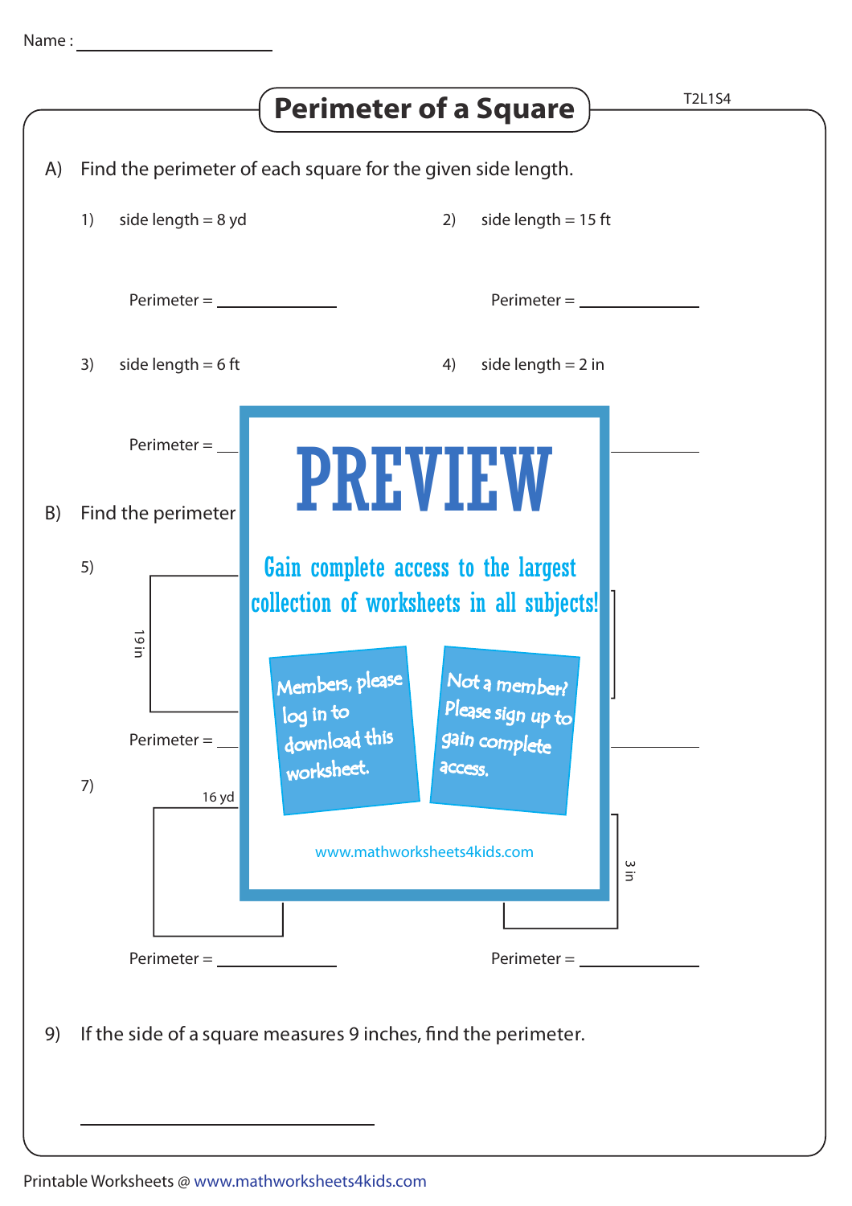Name : ____________________

# Perimeter of a Square

T2L1S4

A) Find the perimeter of each square for the given side length.

1) side length = 8 yd

Perimeter = ____________

2) side length = 15 ft

Perimeter = ____________

3) side length = 6 ft

Perimeter = ____________

4) side length = 2 in

Perimeter = ____________

B) Find the perimeter

5)

19 in

Perimeter = ____________

PREVIEW

Gain complete access to the largest collection of worksheets in all subjects!

Members, please log in to download this worksheet.

Not a member? Please sign up to gain complete access.

www.mathworksheets4kids.com

7)

16 yd

Perimeter = ____________

3 in

Perimeter = ____________

9) If the side of a square measures 9 inches, find the perimeter.

____________________

Printable Worksheets @ www.mathworksheets4kids.com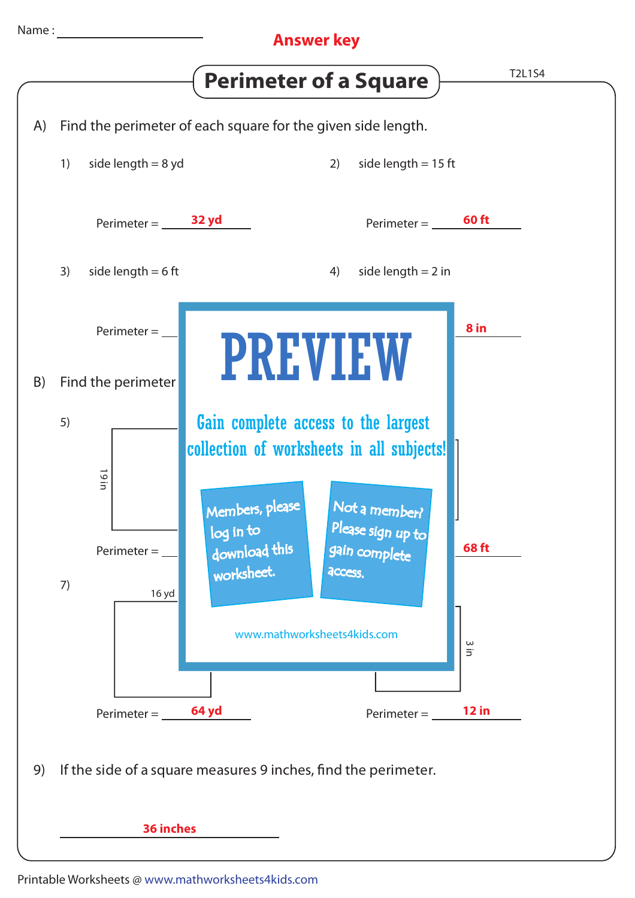Name : ____________________

**Answer key**

# Perimeter of a Square

T2L1S4

A) Find the perimeter of each square for the given side length.

1) side length = 8 yd

Perimeter = **32 yd**

2) side length = 15 ft

Perimeter = **60 ft**

3) side length = 6 ft

Perimeter = ______

4) side length = 2 in

Perimeter = **8 in**

B) Find the perimeter

5)

19 in

Perimeter = ______

Perimeter = **68 ft**

7)

16 yd

Perimeter = **64 yd**

3 in

Perimeter = **12 in**

PREVIEW

Gain complete access to the largest collection of worksheets in all subjects!

Members, please log in to download this worksheet.

Not a member? Please sign up to gain complete access.

www.mathworksheets4kids.com

9) If the side of a square measures 9 inches, find the perimeter.

**36 inches**

Printable Worksheets @ www.mathworksheets4kids.com